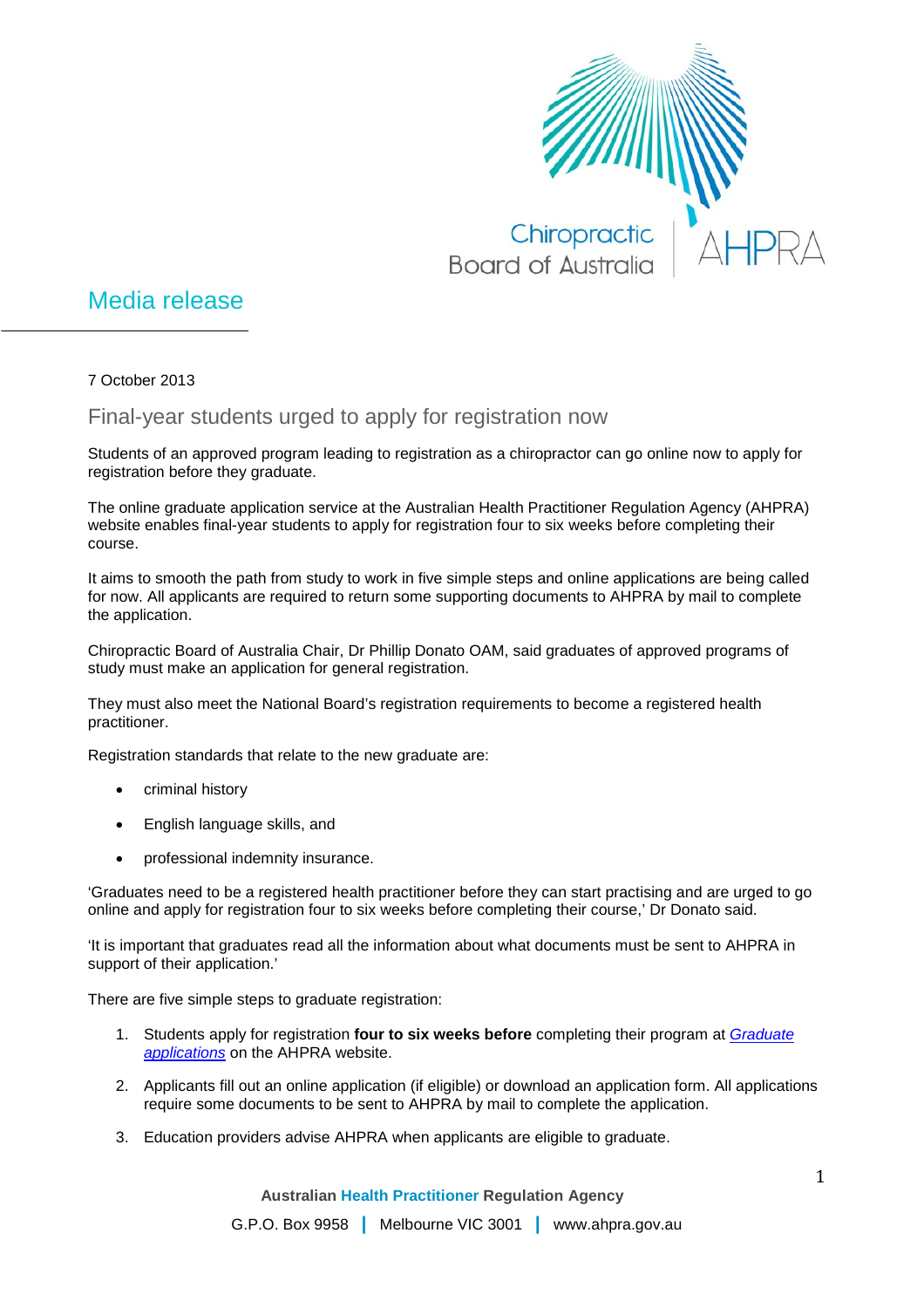Chiropractic Board of Australia | AHPRA

# Media release

7 October 2013

## Final-year students urged to apply for registration now

Students of an approved program leading to registration as a chiropractor can go online now to apply for registration before they graduate.

The online graduate application service at the Australian Health Practitioner Regulation Agency (AHPRA) website enables final-year students to apply for registration four to six weeks before completing their course.

It aims to smooth the path from study to work in five simple steps and online applications are being called for now. All applicants are required to return some supporting documents to AHPRA by mail to complete the application.

Chiropractic Board of Australia Chair, Dr Phillip Donato OAM, said graduates of approved programs of study must make an application for general registration.

They must also meet the National Board's registration requirements to become a registered health practitioner.

Registration standards that relate to the new graduate are:

- criminal history
- English language skills, and
- professional indemnity insurance.

'Graduates need to be a registered health practitioner before they can start practising and are urged to go online and apply for registration four to six weeks before completing their course,' Dr Donato said.

'It is important that graduates read all the information about what documents must be sent to AHPRA in support of their application.'

There are five simple steps to graduate registration:

1. Students apply for registration **four to six weeks before** completing their program at *[Graduate applications]* on the AHPRA website.
2. Applicants fill out an online application (if eligible) or download an application form. All applications require some documents to be sent to AHPRA by mail to complete the application.
3. Education providers advise AHPRA when applicants are eligible to graduate.

Australian Health Practitioner Regulation Agency

G.P.O. Box 9958 | Melbourne VIC 3001 | www.ahpra.gov.au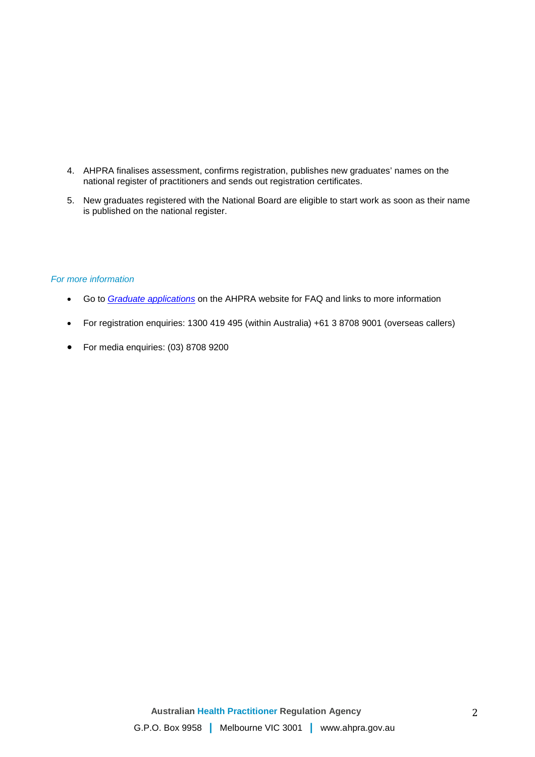4. AHPRA finalises assessment, confirms registration, publishes new graduates' names on the national register of practitioners and sends out registration certificates.

5. New graduates registered with the National Board are eligible to start work as soon as their name is published on the national register.

*For more information*

- Go to *Graduate applications* on the AHPRA website for FAQ and links to more information
- For registration enquiries: 1300 419 495 (within Australia) +61 3 8708 9001 (overseas callers)
- For media enquiries: (03) 8708 9200